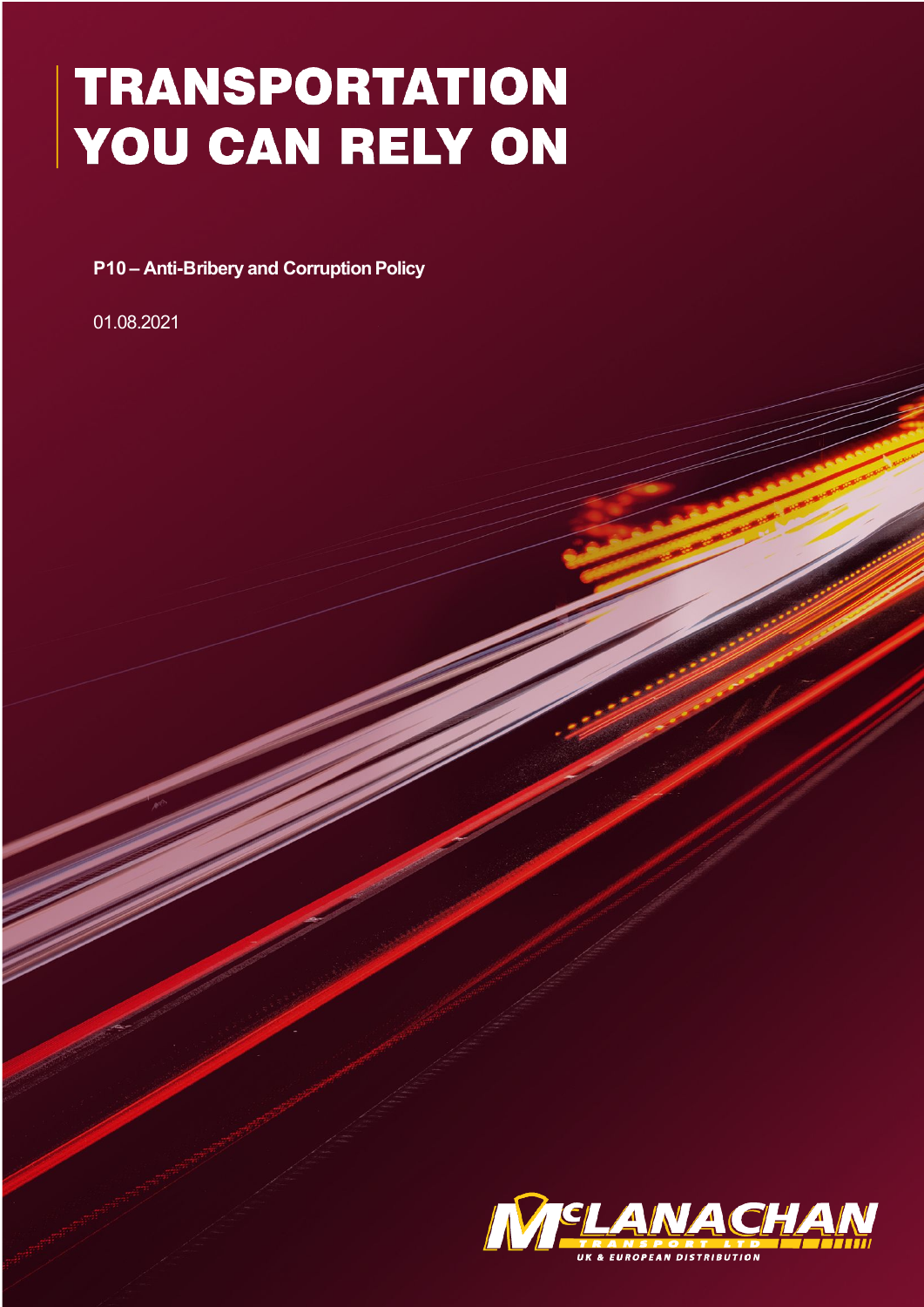# TRANSPORTATION YOU CAN RELY ON

**P10 – Anti-Bribery and Corruption Policy**

01.08.2021

McLANACHAN TRANSPORT LTD

UK & EUROPEAN DISTRIBUTION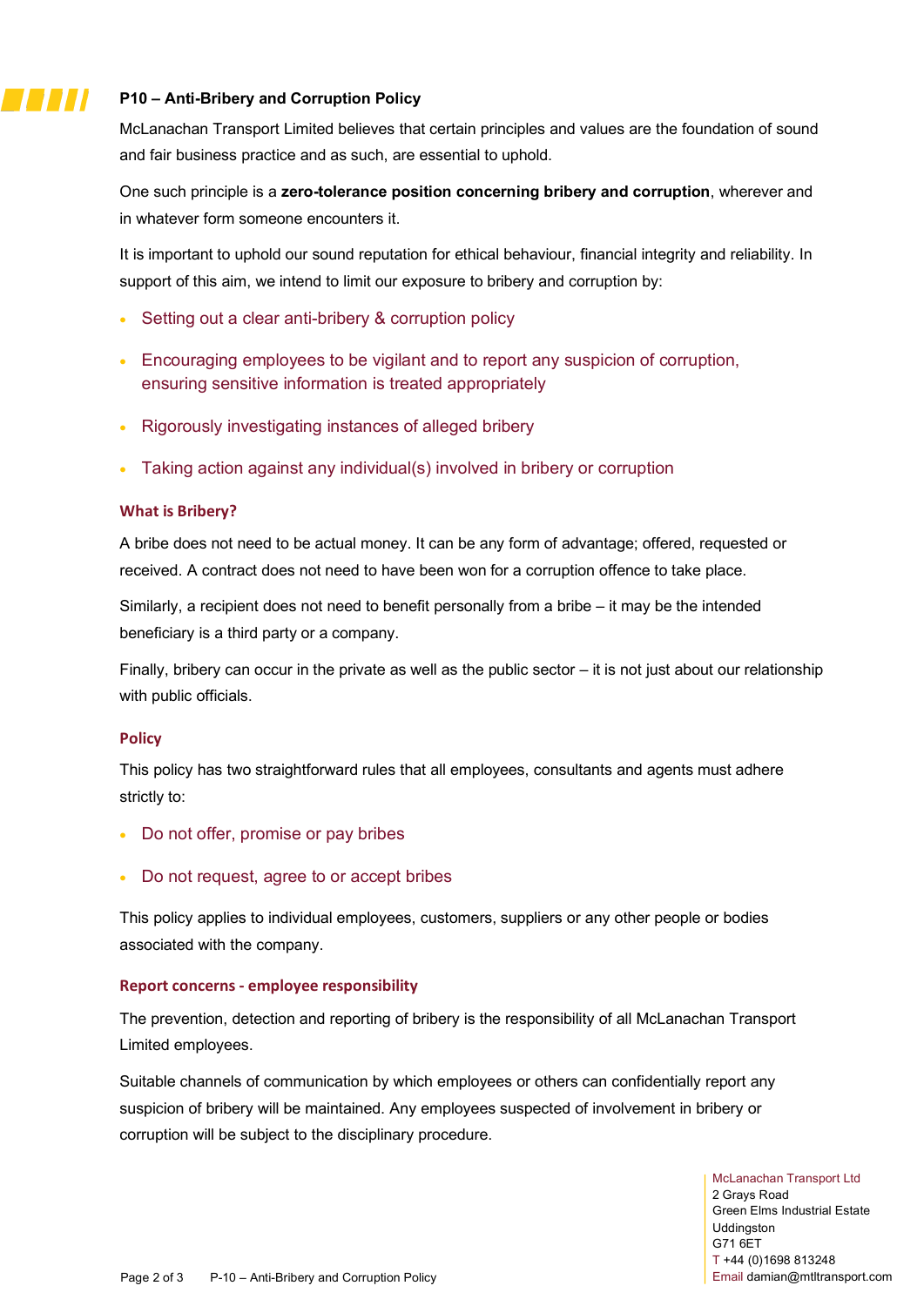## P10 – Anti-Bribery and Corruption Policy

McLanachan Transport Limited believes that certain principles and values are the foundation of sound and fair business practice and as such, are essential to uphold.

One such principle is a **zero-tolerance position concerning bribery and corruption**, wherever and in whatever form someone encounters it.

It is important to uphold our sound reputation for ethical behaviour, financial integrity and reliability. In support of this aim, we intend to limit our exposure to bribery and corruption by:

- Setting out a clear anti-bribery & corruption policy
- Encouraging employees to be vigilant and to report any suspicion of corruption, ensuring sensitive information is treated appropriately
- Rigorously investigating instances of alleged bribery
- Taking action against any individual(s) involved in bribery or corruption

### What is Bribery?

A bribe does not need to be actual money. It can be any form of advantage; offered, requested or received. A contract does not need to have been won for a corruption offence to take place.

Similarly, a recipient does not need to benefit personally from a bribe – it may be the intended beneficiary is a third party or a company.

Finally, bribery can occur in the private as well as the public sector – it is not just about our relationship with public officials.

### Policy

This policy has two straightforward rules that all employees, consultants and agents must adhere strictly to:

- Do not offer, promise or pay bribes
- Do not request, agree to or accept bribes

This policy applies to individual employees, customers, suppliers or any other people or bodies associated with the company.

### Report concerns - employee responsibility

The prevention, detection and reporting of bribery is the responsibility of all McLanachan Transport Limited employees.

Suitable channels of communication by which employees or others can confidentially report any suspicion of bribery will be maintained. Any employees suspected of involvement in bribery or corruption will be subject to the disciplinary procedure.

McLanachan Transport Ltd
2 Grays Road
Green Elms Industrial Estate
Uddingston
G71 6ET
T +44 (0)1698 813248
Email damian@mtltransport.com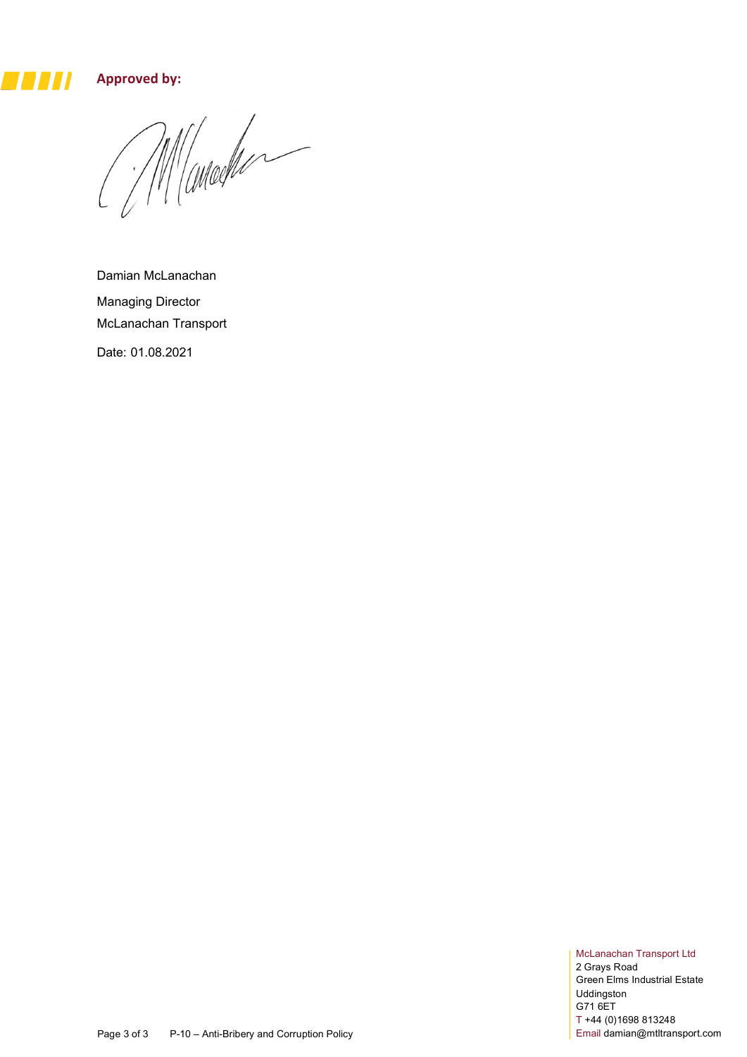## Approved by:

Damian McLanachan

Managing Director

McLanachan Transport

Date: 01.08.2021

McLanachan Transport Ltd
2 Grays Road
Green Elms Industrial Estate
Uddingston
G71 6ET
T +44 (0)1698 813248
Email damian@mtltransport.com